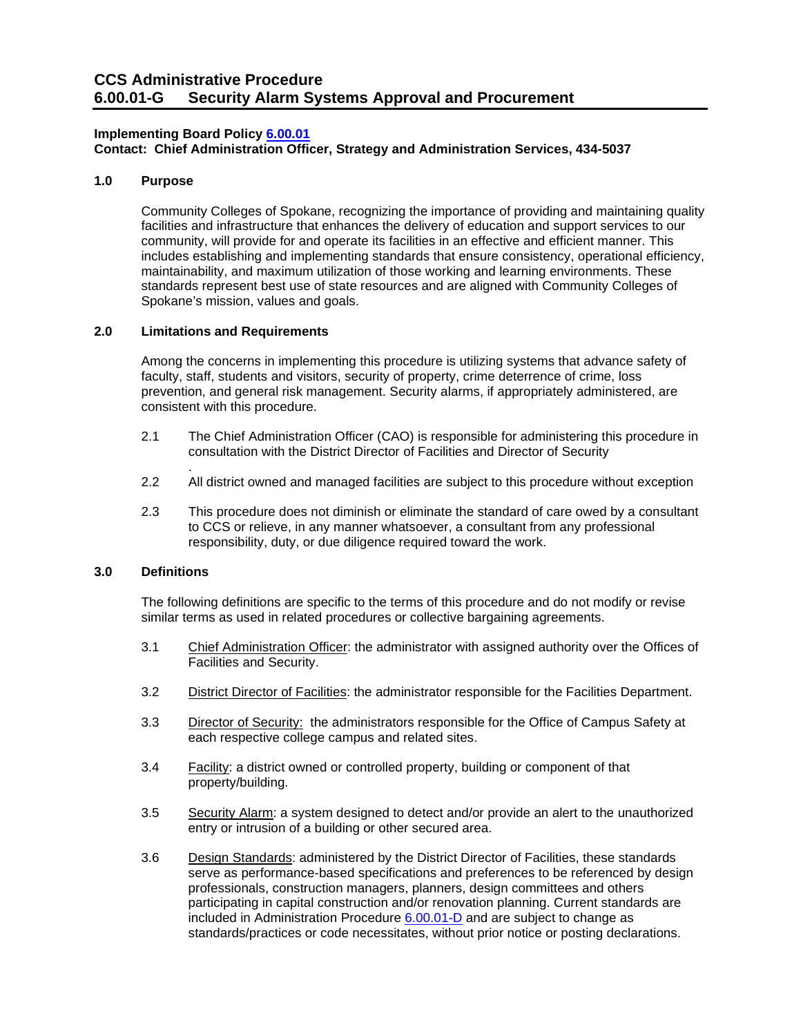# CCS Administrative Procedure
# 6.00.01-G Security Alarm Systems Approval and Procurement

**Implementing Board Policy [6.00.01]**
**Contact: Chief Administration Officer, Strategy and Administration Services, 434-5037**

## 1.0 Purpose

Community Colleges of Spokane, recognizing the importance of providing and maintaining quality facilities and infrastructure that enhances the delivery of education and support services to our community, will provide for and operate its facilities in an effective and efficient manner. This includes establishing and implementing standards that ensure consistency, operational efficiency, maintainability, and maximum utilization of those working and learning environments. These standards represent best use of state resources and are aligned with Community Colleges of Spokane's mission, values and goals.

## 2.0 Limitations and Requirements

Among the concerns in implementing this procedure is utilizing systems that advance safety of faculty, staff, students and visitors, security of property, crime deterrence of crime, loss prevention, and general risk management. Security alarms, if appropriately administered, are consistent with this procedure.

2.1 The Chief Administration Officer (CAO) is responsible for administering this procedure in consultation with the District Director of Facilities and Director of Security
.

2.2 All district owned and managed facilities are subject to this procedure without exception

2.3 This procedure does not diminish or eliminate the standard of care owed by a consultant to CCS or relieve, in any manner whatsoever, a consultant from any professional responsibility, duty, or due diligence required toward the work.

## 3.0 Definitions

The following definitions are specific to the terms of this procedure and do not modify or revise similar terms as used in related procedures or collective bargaining agreements.

3.1 <u>Chief Administration Officer</u>: the administrator with assigned authority over the Offices of Facilities and Security.

3.2 <u>District Director of Facilities</u>: the administrator responsible for the Facilities Department.

3.3 <u>Director of Security:</u> the administrators responsible for the Office of Campus Safety at each respective college campus and related sites.

3.4 <u>Facility</u>: a district owned or controlled property, building or component of that property/building.

3.5 <u>Security Alarm</u>: a system designed to detect and/or provide an alert to the unauthorized entry or intrusion of a building or other secured area.

3.6 <u>Design Standards</u>: administered by the District Director of Facilities, these standards serve as performance-based specifications and preferences to be referenced by design professionals, construction managers, planners, design committees and others participating in capital construction and/or renovation planning. Current standards are included in Administration Procedure [6.00.01-D] and are subject to change as standards/practices or code necessitates, without prior notice or posting declarations.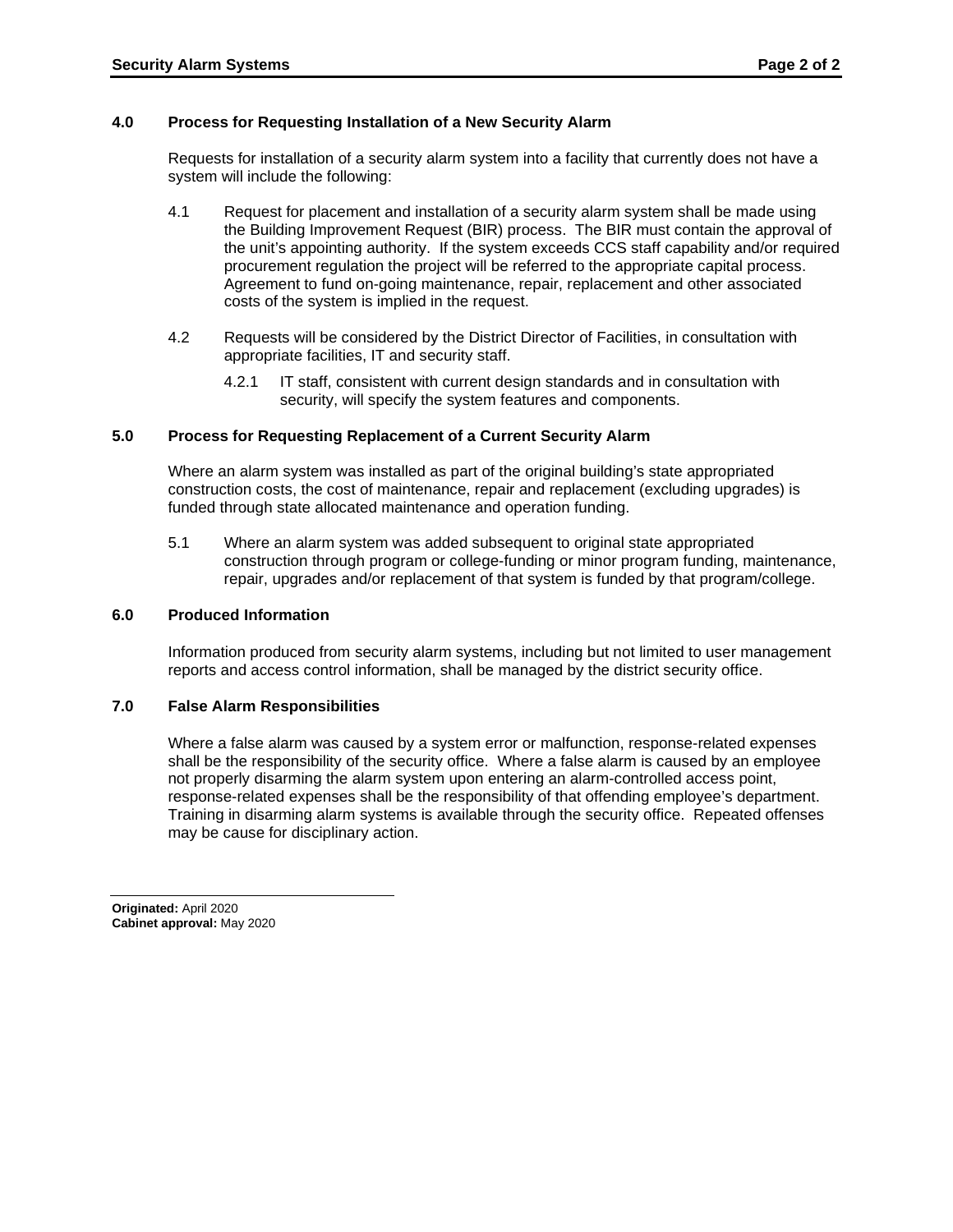## 4.0 Process for Requesting Installation of a New Security Alarm

Requests for installation of a security alarm system into a facility that currently does not have a system will include the following:

4.1 Request for placement and installation of a security alarm system shall be made using the Building Improvement Request (BIR) process. The BIR must contain the approval of the unit's appointing authority. If the system exceeds CCS staff capability and/or required procurement regulation the project will be referred to the appropriate capital process. Agreement to fund on-going maintenance, repair, replacement and other associated costs of the system is implied in the request.

4.2 Requests will be considered by the District Director of Facilities, in consultation with appropriate facilities, IT and security staff.

4.2.1 IT staff, consistent with current design standards and in consultation with security, will specify the system features and components.

## 5.0 Process for Requesting Replacement of a Current Security Alarm

Where an alarm system was installed as part of the original building's state appropriated construction costs, the cost of maintenance, repair and replacement (excluding upgrades) is funded through state allocated maintenance and operation funding.

5.1 Where an alarm system was added subsequent to original state appropriated construction through program or college-funding or minor program funding, maintenance, repair, upgrades and/or replacement of that system is funded by that program/college.

## 6.0 Produced Information

Information produced from security alarm systems, including but not limited to user management reports and access control information, shall be managed by the district security office.

## 7.0 False Alarm Responsibilities

Where a false alarm was caused by a system error or malfunction, response-related expenses shall be the responsibility of the security office. Where a false alarm is caused by an employee not properly disarming the alarm system upon entering an alarm-controlled access point, response-related expenses shall be the responsibility of that offending employee's department. Training in disarming alarm systems is available through the security office. Repeated offenses may be cause for disciplinary action.

---

**Originated:** April 2020
**Cabinet approval:** May 2020